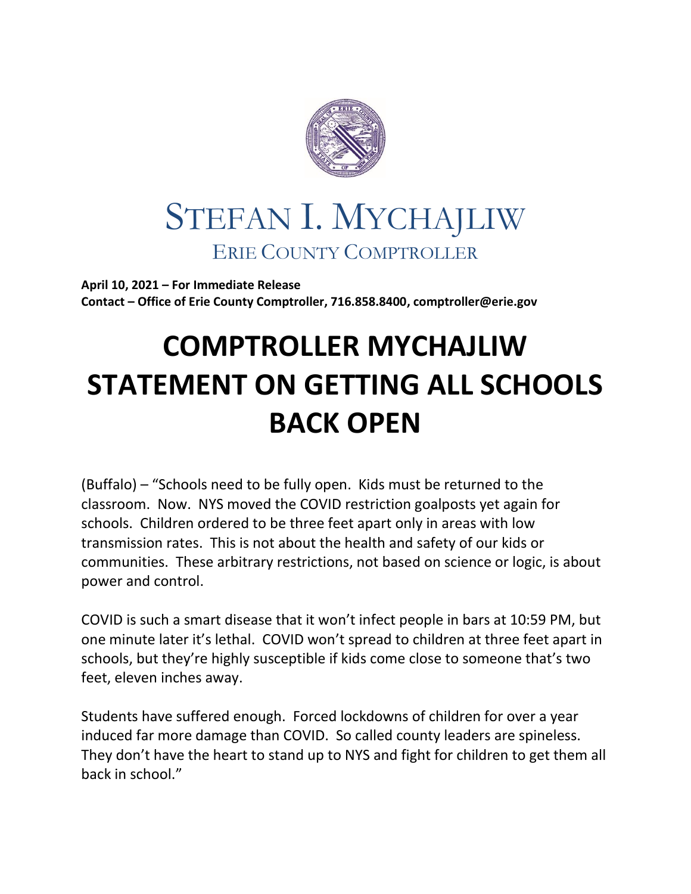STEFAN I. MYCHAJLIW

ERIE COUNTY COMPTROLLER

**April 10, 2021 – For Immediate Release**
**Contact – Office of Erie County Comptroller, 716.858.8400, comptroller@erie.gov**

# COMPTROLLER MYCHAJLIW STATEMENT ON GETTING ALL SCHOOLS BACK OPEN

(Buffalo) – "Schools need to be fully open. Kids must be returned to the classroom. Now. NYS moved the COVID restriction goalposts yet again for schools. Children ordered to be three feet apart only in areas with low transmission rates. This is not about the health and safety of our kids or communities. These arbitrary restrictions, not based on science or logic, is about power and control.

COVID is such a smart disease that it won't infect people in bars at 10:59 PM, but one minute later it's lethal. COVID won't spread to children at three feet apart in schools, but they're highly susceptible if kids come close to someone that's two feet, eleven inches away.

Students have suffered enough. Forced lockdowns of children for over a year induced far more damage than COVID. So called county leaders are spineless. They don't have the heart to stand up to NYS and fight for children to get them all back in school."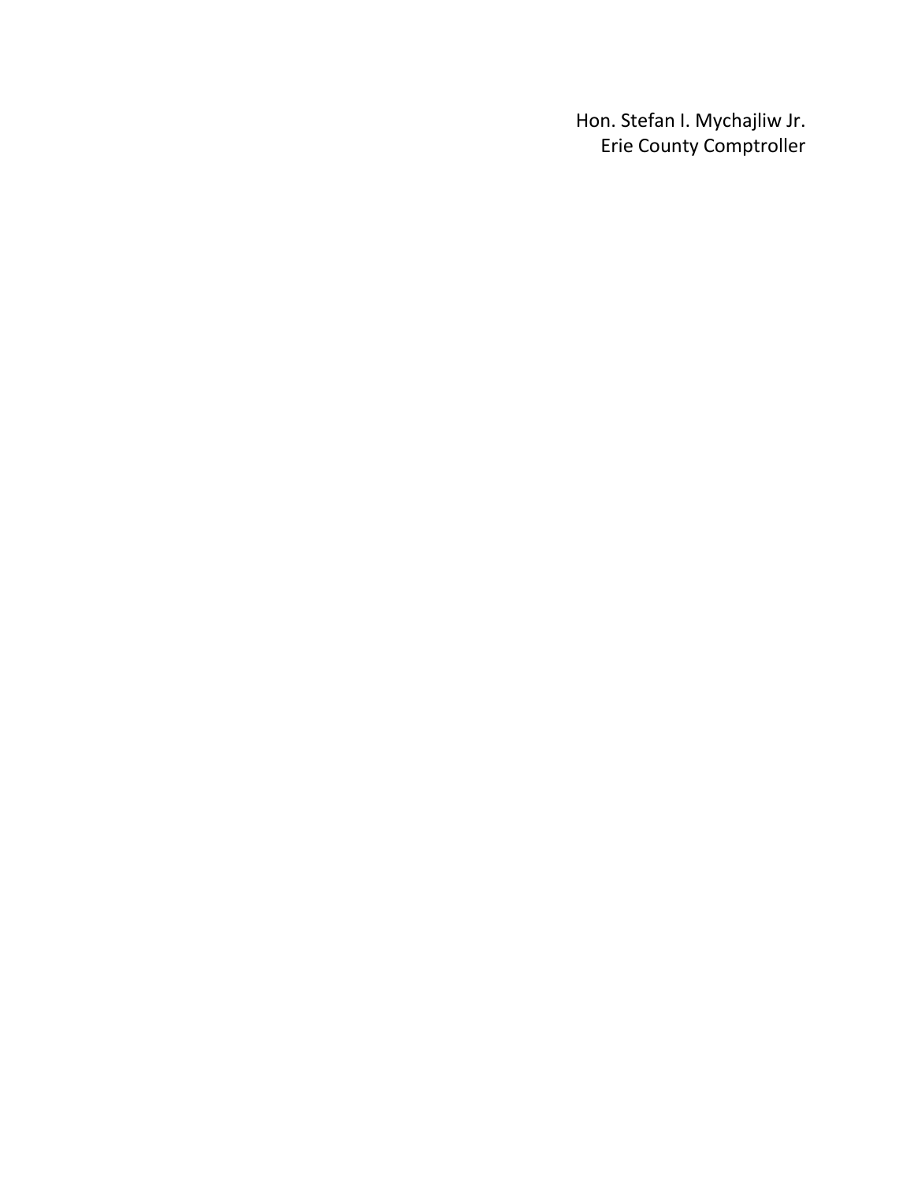Hon. Stefan I. Mychajliw Jr.
Erie County Comptroller